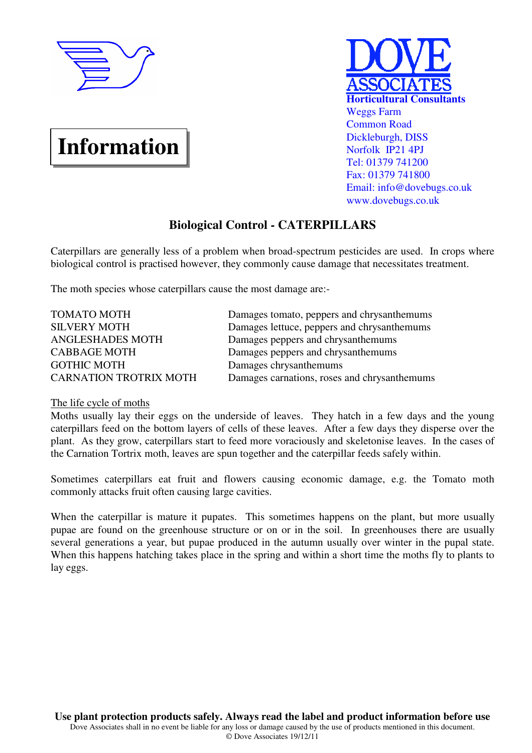**DOVE ASSOCIATES**
**Horticultural Consultants**
Weggs Farm
Common Road
Dickleburgh, DISS
Norfolk IP21 4PJ
Tel: 01379 741200
Fax: 01379 741800
Email: info@dovebugs.co.uk
www.dovebugs.co.uk

# Information

## Biological Control - CATERPILLARS

Caterpillars are generally less of a problem when broad-spectrum pesticides are used. In crops where biological control is practised however, they commonly cause damage that necessitates treatment.

The moth species whose caterpillars cause the most damage are:-

| | |
|---|---|
| TOMATO MOTH | Damages tomato, peppers and chrysanthemums |
| SILVERY MOTH | Damages lettuce, peppers and chrysanthemums |
| ANGLESHADES MOTH | Damages peppers and chrysanthemums |
| CABBAGE MOTH | Damages peppers and chrysanthemums |
| GOTHIC MOTH | Damages chrysanthemums |
| CARNATION TROTRIX MOTH | Damages carnations, roses and chrysanthemums |

The life cycle of moths

Moths usually lay their eggs on the underside of leaves. They hatch in a few days and the young caterpillars feed on the bottom layers of cells of these leaves. After a few days they disperse over the plant. As they grow, caterpillars start to feed more voraciously and skeletonise leaves. In the cases of the Carnation Tortrix moth, leaves are spun together and the caterpillar feeds safely within.

Sometimes caterpillars eat fruit and flowers causing economic damage, e.g. the Tomato moth commonly attacks fruit often causing large cavities.

When the caterpillar is mature it pupates. This sometimes happens on the plant, but more usually pupae are found on the greenhouse structure or on or in the soil. In greenhouses there are usually several generations a year, but pupae produced in the autumn usually over winter in the pupal state. When this happens hatching takes place in the spring and within a short time the moths fly to plants to lay eggs.

**Use plant protection products safely. Always read the label and product information before use**

Dove Associates shall in no event be liable for any loss or damage caused by the use of products mentioned in this document.

© Dove Associates 19/12/11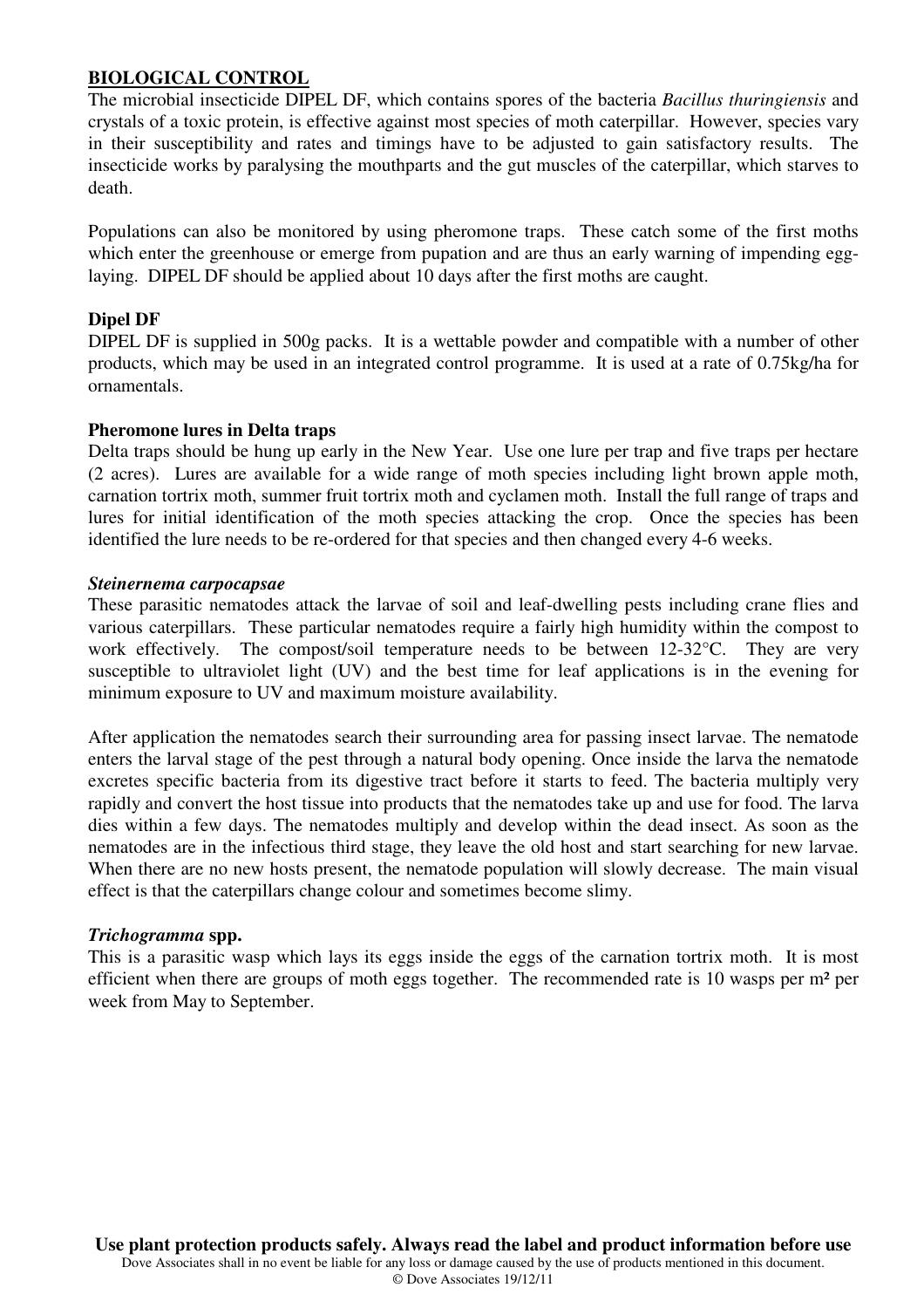## BIOLOGICAL CONTROL

The microbial insecticide DIPEL DF, which contains spores of the bacteria *Bacillus thuringiensis* and crystals of a toxic protein, is effective against most species of moth caterpillar. However, species vary in their susceptibility and rates and timings have to be adjusted to gain satisfactory results. The insecticide works by paralysing the mouthparts and the gut muscles of the caterpillar, which starves to death.

Populations can also be monitored by using pheromone traps. These catch some of the first moths which enter the greenhouse or emerge from pupation and are thus an early warning of impending egg-laying. DIPEL DF should be applied about 10 days after the first moths are caught.

### Dipel DF

DIPEL DF is supplied in 500g packs. It is a wettable powder and compatible with a number of other products, which may be used in an integrated control programme. It is used at a rate of 0.75kg/ha for ornamentals.

### Pheromone lures in Delta traps

Delta traps should be hung up early in the New Year. Use one lure per trap and five traps per hectare (2 acres). Lures are available for a wide range of moth species including light brown apple moth, carnation tortrix moth, summer fruit tortrix moth and cyclamen moth. Install the full range of traps and lures for initial identification of the moth species attacking the crop. Once the species has been identified the lure needs to be re-ordered for that species and then changed every 4-6 weeks.

### *Steinernema carpocapsae*

These parasitic nematodes attack the larvae of soil and leaf-dwelling pests including crane flies and various caterpillars. These particular nematodes require a fairly high humidity within the compost to work effectively. The compost/soil temperature needs to be between 12-32°C. They are very susceptible to ultraviolet light (UV) and the best time for leaf applications is in the evening for minimum exposure to UV and maximum moisture availability.

After application the nematodes search their surrounding area for passing insect larvae. The nematode enters the larval stage of the pest through a natural body opening. Once inside the larva the nematode excretes specific bacteria from its digestive tract before it starts to feed. The bacteria multiply very rapidly and convert the host tissue into products that the nematodes take up and use for food. The larva dies within a few days. The nematodes multiply and develop within the dead insect. As soon as the nematodes are in the infectious third stage, they leave the old host and start searching for new larvae. When there are no new hosts present, the nematode population will slowly decrease. The main visual effect is that the caterpillars change colour and sometimes become slimy.

### *Trichogramma* spp.

This is a parasitic wasp which lays its eggs inside the eggs of the carnation tortrix moth. It is most efficient when there are groups of moth eggs together. The recommended rate is 10 wasps per m² per week from May to September.

**Use plant protection products safely. Always read the label and product information before use**

Dove Associates shall in no event be liable for any loss or damage caused by the use of products mentioned in this document.

© Dove Associates 19/12/11